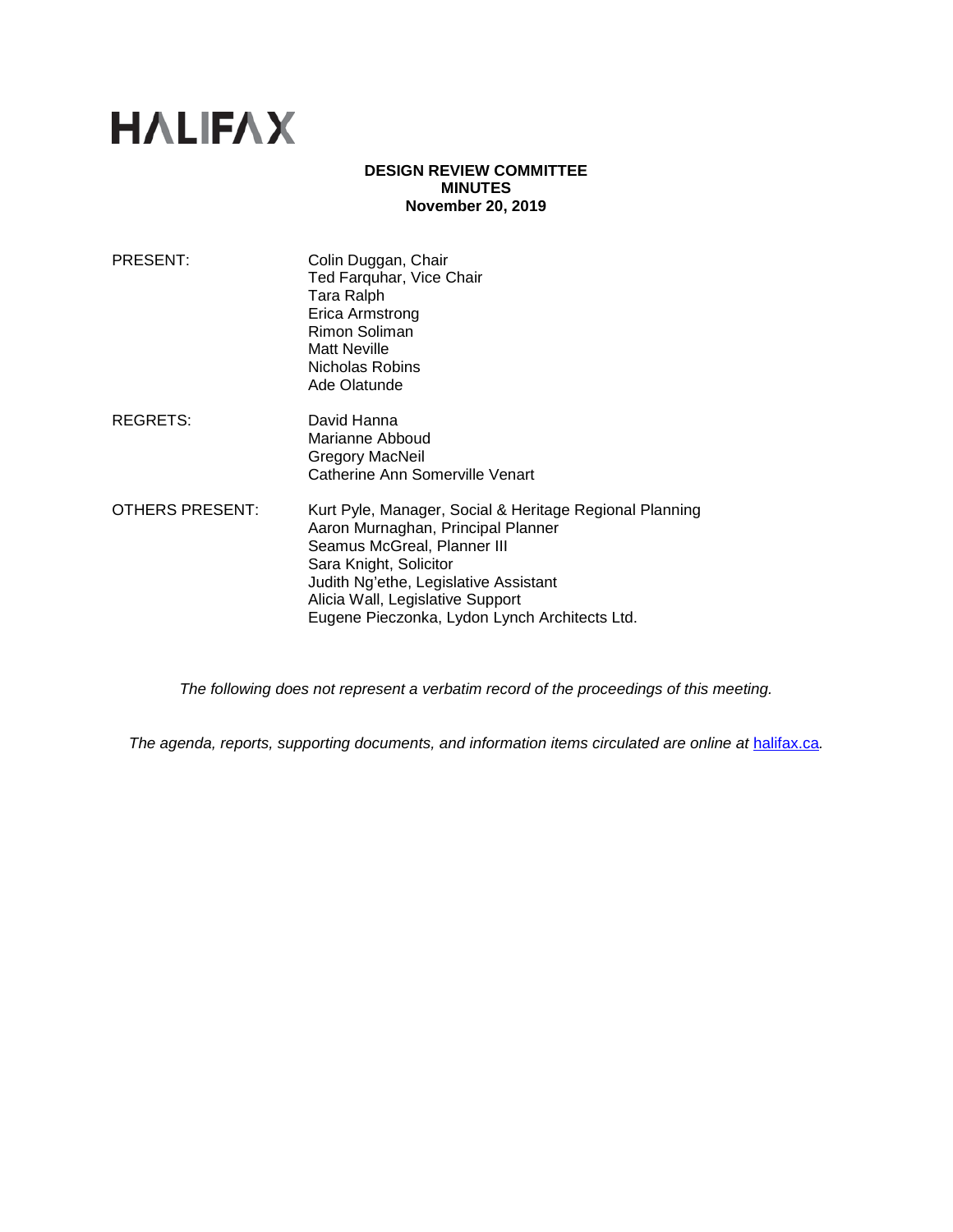# HALIFAX

**DESIGN REVIEW COMMITTEE**
**MINUTES**
**November 20, 2019**

| | |
|---|---|
| PRESENT: | Colin Duggan, Chair<br>Ted Farquhar, Vice Chair<br>Tara Ralph<br>Erica Armstrong<br>Rimon Soliman<br>Matt Neville<br>Nicholas Robins<br>Ade Olatunde |
| REGRETS: | David Hanna<br>Marianne Abboud<br>Gregory MacNeil<br>Catherine Ann Somerville Venart |
| OTHERS PRESENT: | Kurt Pyle, Manager, Social & Heritage Regional Planning<br>Aaron Murnaghan, Principal Planner<br>Seamus McGreal, Planner III<br>Sara Knight, Solicitor<br>Judith Ng'ethe, Legislative Assistant<br>Alicia Wall, Legislative Support<br>Eugene Pieczonka, Lydon Lynch Architects Ltd. |

*The following does not represent a verbatim record of the proceedings of this meeting.*

*The agenda, reports, supporting documents, and information items circulated are online at halifax.ca.*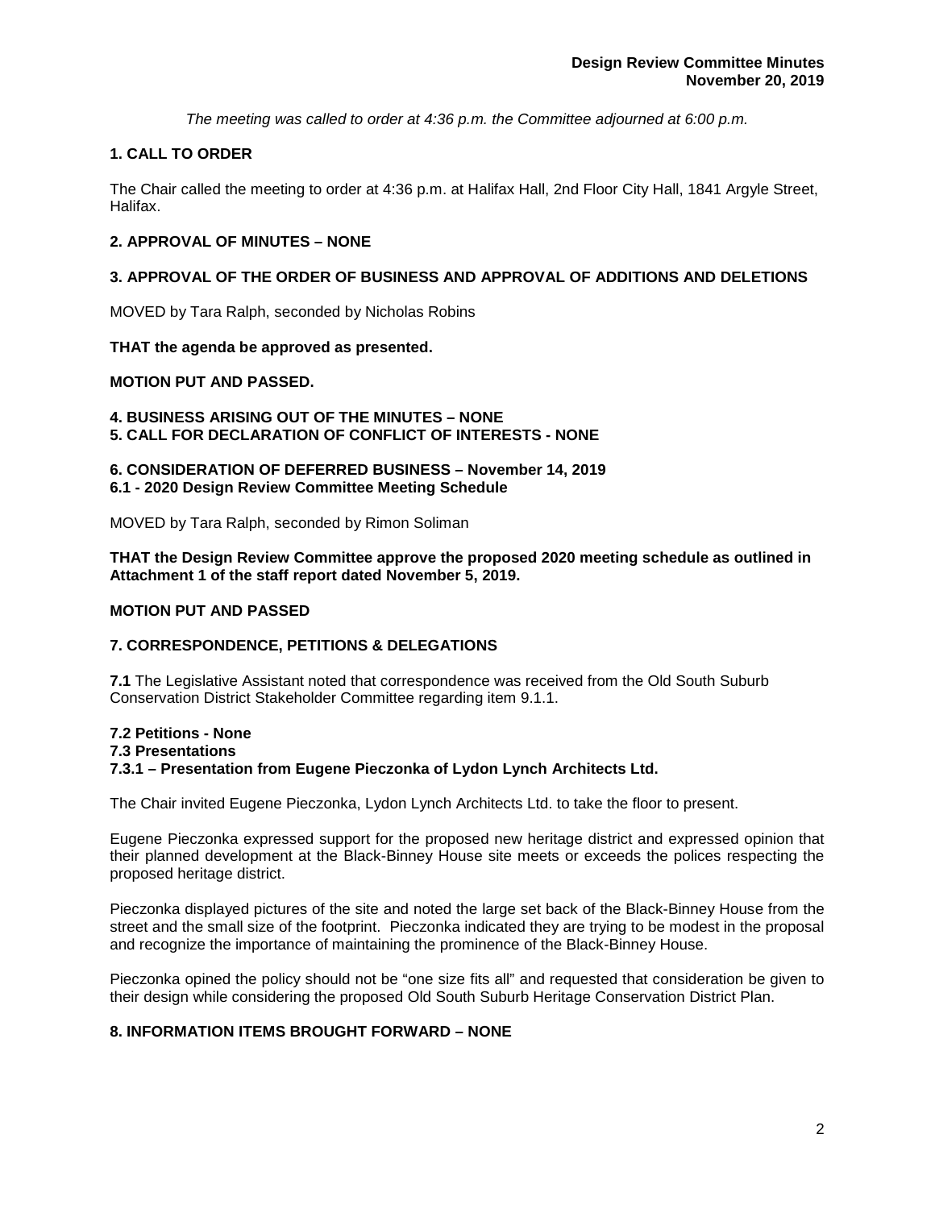*The meeting was called to order at 4:36 p.m. the Committee adjourned at 6:00 p.m.*

## 1. CALL TO ORDER

The Chair called the meeting to order at 4:36 p.m. at Halifax Hall, 2nd Floor City Hall, 1841 Argyle Street, Halifax.

## 2. APPROVAL OF MINUTES – NONE

## 3. APPROVAL OF THE ORDER OF BUSINESS AND APPROVAL OF ADDITIONS AND DELETIONS

MOVED by Tara Ralph, seconded by Nicholas Robins

**THAT the agenda be approved as presented.**

**MOTION PUT AND PASSED.**

## 4. BUSINESS ARISING OUT OF THE MINUTES – NONE

## 5. CALL FOR DECLARATION OF CONFLICT OF INTERESTS - NONE

## 6. CONSIDERATION OF DEFERRED BUSINESS – November 14, 2019

### 6.1 - 2020 Design Review Committee Meeting Schedule

MOVED by Tara Ralph, seconded by Rimon Soliman

**THAT the Design Review Committee approve the proposed 2020 meeting schedule as outlined in Attachment 1 of the staff report dated November 5, 2019.**

**MOTION PUT AND PASSED**

## 7. CORRESPONDENCE, PETITIONS & DELEGATIONS

**7.1** The Legislative Assistant noted that correspondence was received from the Old South Suburb Conservation District Stakeholder Committee regarding item 9.1.1.

### 7.2 Petitions - None

### 7.3 Presentations

### 7.3.1 – Presentation from Eugene Pieczonka of Lydon Lynch Architects Ltd.

The Chair invited Eugene Pieczonka, Lydon Lynch Architects Ltd. to take the floor to present.

Eugene Pieczonka expressed support for the proposed new heritage district and expressed opinion that their planned development at the Black-Binney House site meets or exceeds the polices respecting the proposed heritage district.

Pieczonka displayed pictures of the site and noted the large set back of the Black-Binney House from the street and the small size of the footprint. Pieczonka indicated they are trying to be modest in the proposal and recognize the importance of maintaining the prominence of the Black-Binney House.

Pieczonka opined the policy should not be "one size fits all" and requested that consideration be given to their design while considering the proposed Old South Suburb Heritage Conservation District Plan.

## 8. INFORMATION ITEMS BROUGHT FORWARD – NONE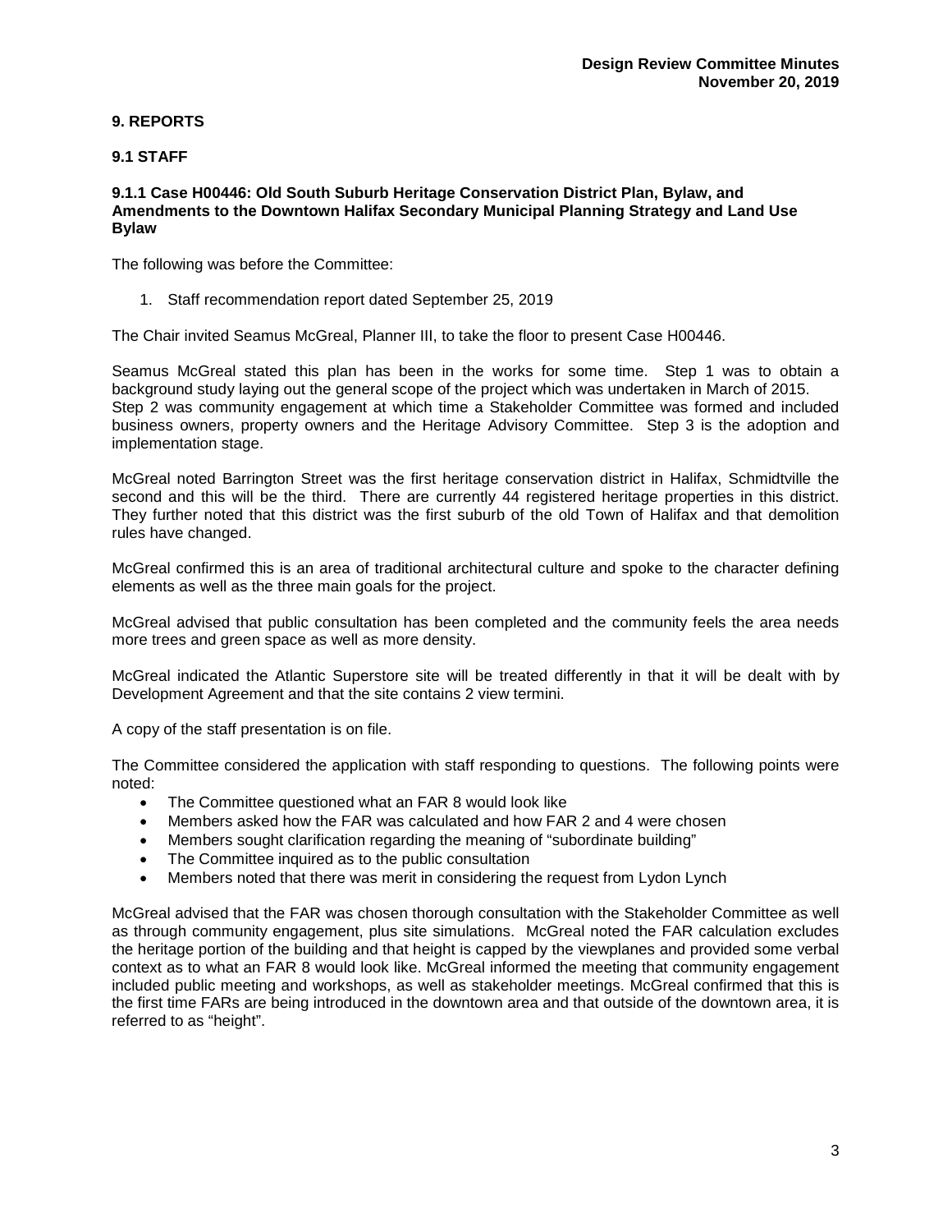## 9. REPORTS

### 9.1 STAFF

#### 9.1.1 Case H00446: Old South Suburb Heritage Conservation District Plan, Bylaw, and Amendments to the Downtown Halifax Secondary Municipal Planning Strategy and Land Use Bylaw

The following was before the Committee:

1. Staff recommendation report dated September 25, 2019

The Chair invited Seamus McGreal, Planner III, to take the floor to present Case H00446.

Seamus McGreal stated this plan has been in the works for some time. Step 1 was to obtain a background study laying out the general scope of the project which was undertaken in March of 2015. Step 2 was community engagement at which time a Stakeholder Committee was formed and included business owners, property owners and the Heritage Advisory Committee. Step 3 is the adoption and implementation stage.

McGreal noted Barrington Street was the first heritage conservation district in Halifax, Schmidtville the second and this will be the third. There are currently 44 registered heritage properties in this district. They further noted that this district was the first suburb of the old Town of Halifax and that demolition rules have changed.

McGreal confirmed this is an area of traditional architectural culture and spoke to the character defining elements as well as the three main goals for the project.

McGreal advised that public consultation has been completed and the community feels the area needs more trees and green space as well as more density.

McGreal indicated the Atlantic Superstore site will be treated differently in that it will be dealt with by Development Agreement and that the site contains 2 view termini.

A copy of the staff presentation is on file.

The Committee considered the application with staff responding to questions. The following points were noted:

- The Committee questioned what an FAR 8 would look like
- Members asked how the FAR was calculated and how FAR 2 and 4 were chosen
- Members sought clarification regarding the meaning of "subordinate building"
- The Committee inquired as to the public consultation
- Members noted that there was merit in considering the request from Lydon Lynch

McGreal advised that the FAR was chosen thorough consultation with the Stakeholder Committee as well as through community engagement, plus site simulations. McGreal noted the FAR calculation excludes the heritage portion of the building and that height is capped by the viewplanes and provided some verbal context as to what an FAR 8 would look like. McGreal informed the meeting that community engagement included public meeting and workshops, as well as stakeholder meetings. McGreal confirmed that this is the first time FARs are being introduced in the downtown area and that outside of the downtown area, it is referred to as "height".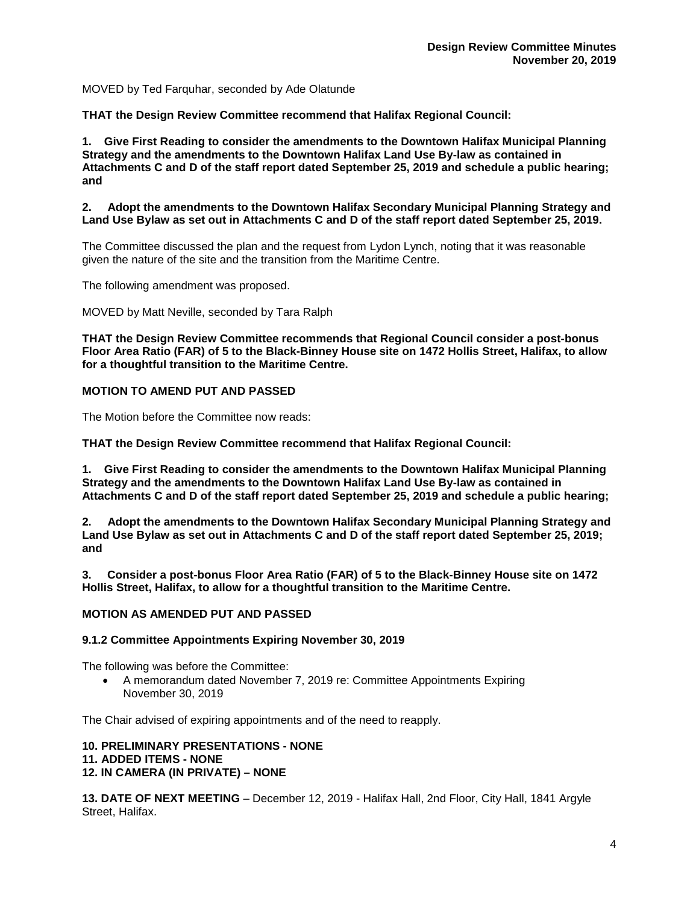MOVED by Ted Farquhar, seconded by Ade Olatunde

**THAT the Design Review Committee recommend that Halifax Regional Council:**

**1. Give First Reading to consider the amendments to the Downtown Halifax Municipal Planning Strategy and the amendments to the Downtown Halifax Land Use By-law as contained in Attachments C and D of the staff report dated September 25, 2019 and schedule a public hearing; and**

**2. Adopt the amendments to the Downtown Halifax Secondary Municipal Planning Strategy and Land Use Bylaw as set out in Attachments C and D of the staff report dated September 25, 2019.**

The Committee discussed the plan and the request from Lydon Lynch, noting that it was reasonable given the nature of the site and the transition from the Maritime Centre.

The following amendment was proposed.

MOVED by Matt Neville, seconded by Tara Ralph

**THAT the Design Review Committee recommends that Regional Council consider a post-bonus Floor Area Ratio (FAR) of 5 to the Black-Binney House site on 1472 Hollis Street, Halifax, to allow for a thoughtful transition to the Maritime Centre.**

**MOTION TO AMEND PUT AND PASSED**

The Motion before the Committee now reads:

**THAT the Design Review Committee recommend that Halifax Regional Council:**

**1. Give First Reading to consider the amendments to the Downtown Halifax Municipal Planning Strategy and the amendments to the Downtown Halifax Land Use By-law as contained in Attachments C and D of the staff report dated September 25, 2019 and schedule a public hearing;**

**2. Adopt the amendments to the Downtown Halifax Secondary Municipal Planning Strategy and Land Use Bylaw as set out in Attachments C and D of the staff report dated September 25, 2019; and**

**3. Consider a post-bonus Floor Area Ratio (FAR) of 5 to the Black-Binney House site on 1472 Hollis Street, Halifax, to allow for a thoughtful transition to the Maritime Centre.**

**MOTION AS AMENDED PUT AND PASSED**

**9.1.2 Committee Appointments Expiring November 30, 2019**

The following was before the Committee:

- A memorandum dated November 7, 2019 re: Committee Appointments Expiring November 30, 2019

The Chair advised of expiring appointments and of the need to reapply.

**10. PRELIMINARY PRESENTATIONS - NONE**
**11. ADDED ITEMS - NONE**
**12. IN CAMERA (IN PRIVATE) – NONE**

**13. DATE OF NEXT MEETING** – December 12, 2019 - Halifax Hall, 2nd Floor, City Hall, 1841 Argyle Street, Halifax.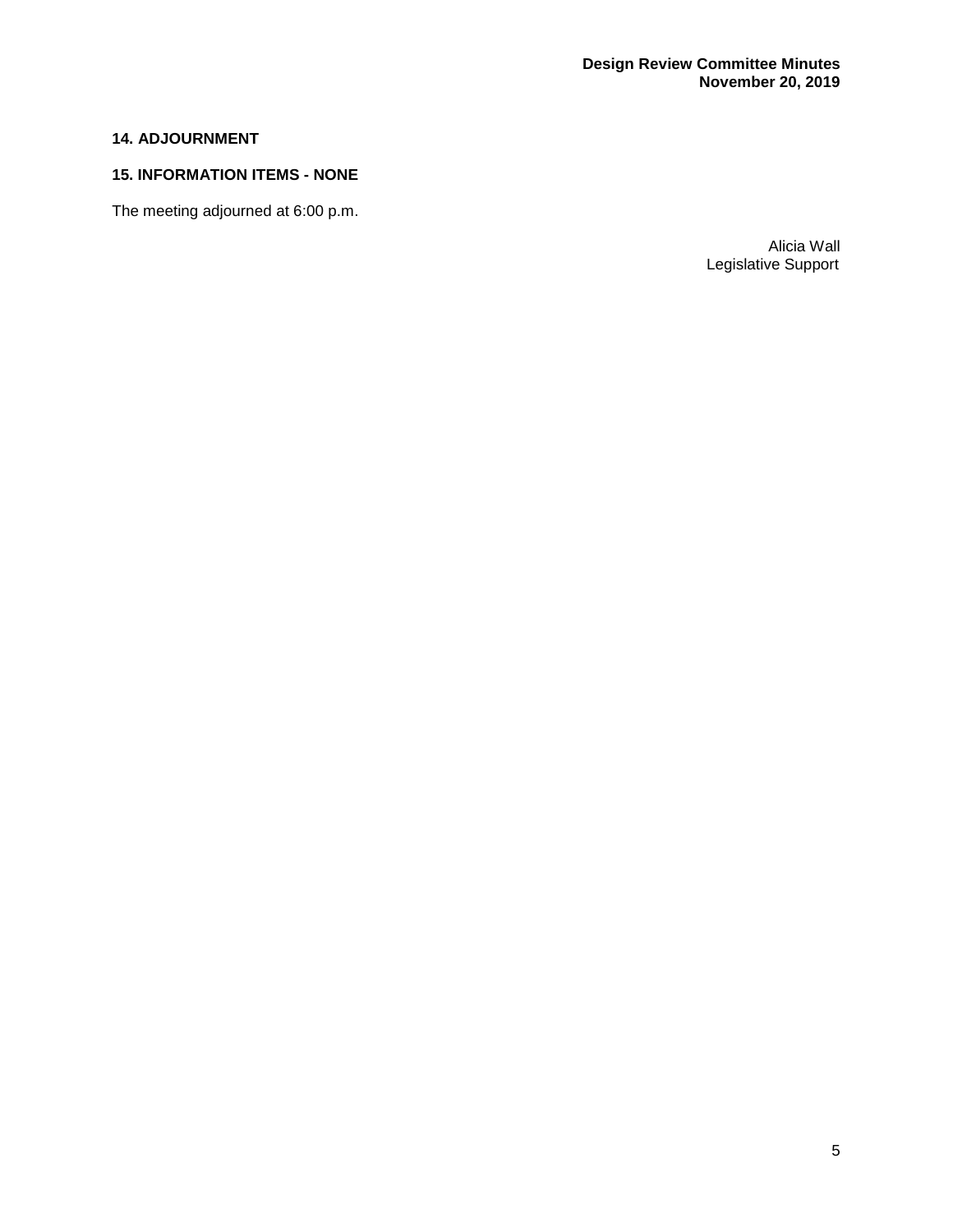**14. ADJOURNMENT**

**15. INFORMATION ITEMS - NONE**

The meeting adjourned at 6:00 p.m.

Alicia Wall
Legislative Support